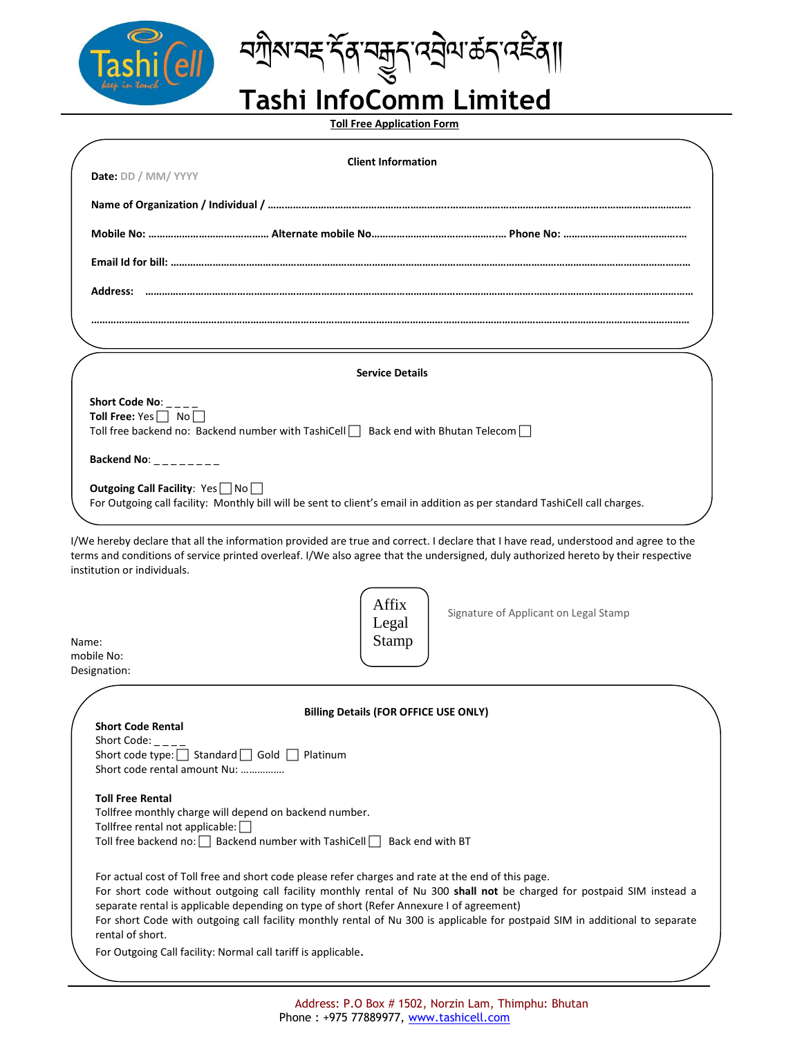# བཀྲིས་བརྫ་དོན་བརྒྱུད་འབྲེལ་ཚད་འཛིན།།

# Tashi InfoComm Limited

**Toll Free Application Form**

**Client Information**

**Date:** DD / MM/ YYYY

**Name of Organization / Individual /** ……………………………………………………………………………………………………………………………

**Mobile No:** …………………………………… **Alternate mobile No**……………………………………… **Phone No:** …………………………………….

**Email Id for bill:** …………………………………………………………………………………………………………………………………………………

**Address:** ………………………………………………………………………………………………………………………………………………………

…………………………………………………………………………………………………………………………………………………………………

**Service Details**

**Short Code No**: _ _ _ _

**Toll Free:** Yes ☐ No ☐

Toll free backend no: Backend number with TashiCell ☐ Back end with Bhutan Telecom ☐

**Backend No**: _ _ _ _ _ _ _ _

**Outgoing Call Facility**: Yes ☐ No ☐

For Outgoing call facility: Monthly bill will be sent to client's email in addition as per standard TashiCell call charges.

I/We hereby declare that all the information provided are true and correct. I declare that I have read, understood and agree to the terms and conditions of service printed overleaf. I/We also agree that the undersigned, duly authorized hereto by their respective institution or individuals.

Affix Legal Stamp

Signature of Applicant on Legal Stamp

Name:
mobile No:
Designation:

**Billing Details (FOR OFFICE USE ONLY)**

**Short Code Rental**

Short Code: _ _ _ _

Short code type: ☐ Standard ☐ Gold ☐ Platinum

Short code rental amount Nu: …………….

**Toll Free Rental**

Tollfree monthly charge will depend on backend number.

Tollfree rental not applicable: ☐

Toll free backend no: ☐ Backend number with TashiCell ☐ Back end with BT

For actual cost of Toll free and short code please refer charges and rate at the end of this page.

For short code without outgoing call facility monthly rental of Nu 300 **shall not** be charged for postpaid SIM instead a separate rental is applicable depending on type of short (Refer Annexure I of agreement)

For short Code with outgoing call facility monthly rental of Nu 300 is applicable for postpaid SIM in additional to separate rental of short.

For Outgoing Call facility: Normal call tariff is applicable.

Address: P.O Box # 1502, Norzin Lam, Thimphu: Bhutan
Phone : +975 77889977, www.tashicell.com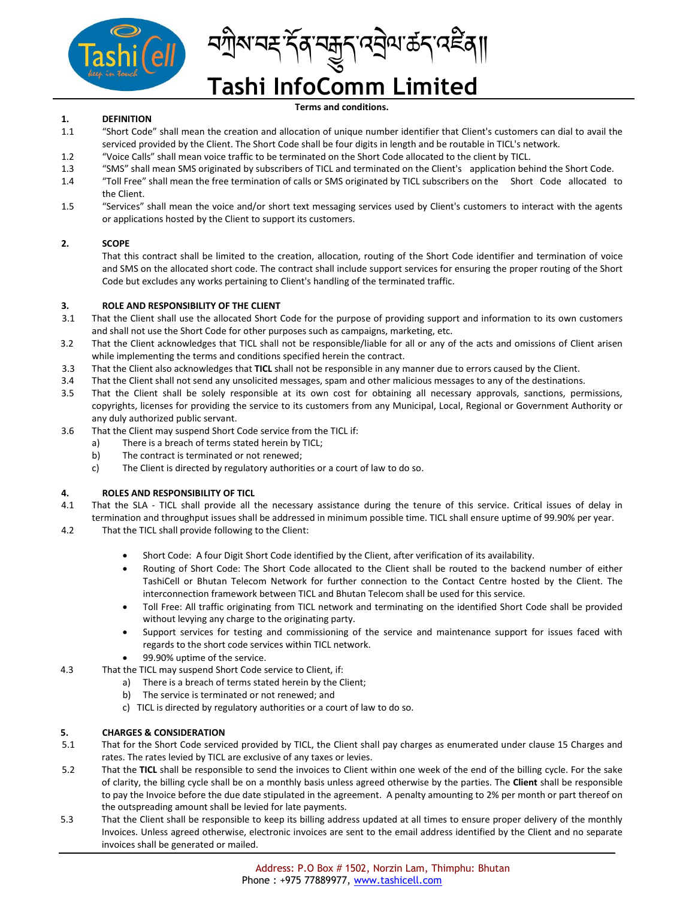# Tashi InfoComm Limited

**Terms and conditions.**

**1. DEFINITION**

1.1 "Short Code" shall mean the creation and allocation of unique number identifier that Client's customers can dial to avail the serviced provided by the Client. The Short Code shall be four digits in length and be routable in TICL's network.

1.2 "Voice Calls" shall mean voice traffic to be terminated on the Short Code allocated to the client by TICL.

1.3 "SMS" shall mean SMS originated by subscribers of TICL and terminated on the Client's application behind the Short Code.

1.4 "Toll Free" shall mean the free termination of calls or SMS originated by TICL subscribers on the Short Code allocated to the Client.

1.5 "Services" shall mean the voice and/or short text messaging services used by Client's customers to interact with the agents or applications hosted by the Client to support its customers.

**2. SCOPE**

That this contract shall be limited to the creation, allocation, routing of the Short Code identifier and termination of voice and SMS on the allocated short code. The contract shall include support services for ensuring the proper routing of the Short Code but excludes any works pertaining to Client's handling of the terminated traffic.

**3. ROLE AND RESPONSIBILITY OF THE CLIENT**

3.1 That the Client shall use the allocated Short Code for the purpose of providing support and information to its own customers and shall not use the Short Code for other purposes such as campaigns, marketing, etc.

3.2 That the Client acknowledges that TICL shall not be responsible/liable for all or any of the acts and omissions of Client arisen while implementing the terms and conditions specified herein the contract.

3.3 That the Client also acknowledges that **TICL** shall not be responsible in any manner due to errors caused by the Client.

3.4 That the Client shall not send any unsolicited messages, spam and other malicious messages to any of the destinations.

3.5 That the Client shall be solely responsible at its own cost for obtaining all necessary approvals, sanctions, permissions, copyrights, licenses for providing the service to its customers from any Municipal, Local, Regional or Government Authority or any duly authorized public servant.

3.6 That the Client may suspend Short Code service from the TICL if:

a) There is a breach of terms stated herein by TICL;

b) The contract is terminated or not renewed;

c) The Client is directed by regulatory authorities or a court of law to do so.

**4. ROLES AND RESPONSIBILITY OF TICL**

4.1 That the SLA - TICL shall provide all the necessary assistance during the tenure of this service. Critical issues of delay in termination and throughput issues shall be addressed in minimum possible time. TICL shall ensure uptime of 99.90% per year.

4.2 That the TICL shall provide following to the Client:

- Short Code: A four Digit Short Code identified by the Client, after verification of its availability.
- Routing of Short Code: The Short Code allocated to the Client shall be routed to the backend number of either TashiCell or Bhutan Telecom Network for further connection to the Contact Centre hosted by the Client. The interconnection framework between TICL and Bhutan Telecom shall be used for this service.
- Toll Free: All traffic originating from TICL network and terminating on the identified Short Code shall be provided without levying any charge to the originating party.
- Support services for testing and commissioning of the service and maintenance support for issues faced with regards to the short code services within TICL network.
- 99.90% uptime of the service.

4.3 That the TICL may suspend Short Code service to Client, if:

a) There is a breach of terms stated herein by the Client;

b) The service is terminated or not renewed; and

c) TICL is directed by regulatory authorities or a court of law to do so.

**5. CHARGES & CONSIDERATION**

5.1 That for the Short Code serviced provided by TICL, the Client shall pay charges as enumerated under clause 15 Charges and rates. The rates levied by TICL are exclusive of any taxes or levies.

5.2 That the **TICL** shall be responsible to send the invoices to Client within one week of the end of the billing cycle. For the sake of clarity, the billing cycle shall be on a monthly basis unless agreed otherwise by the parties. The **Client** shall be responsible to pay the Invoice before the due date stipulated in the agreement. A penalty amounting to 2% per month or part thereof on the outspreading amount shall be levied for late payments.

5.3 That the Client shall be responsible to keep its billing address updated at all times to ensure proper delivery of the monthly Invoices. Unless agreed otherwise, electronic invoices are sent to the email address identified by the Client and no separate invoices shall be generated or mailed.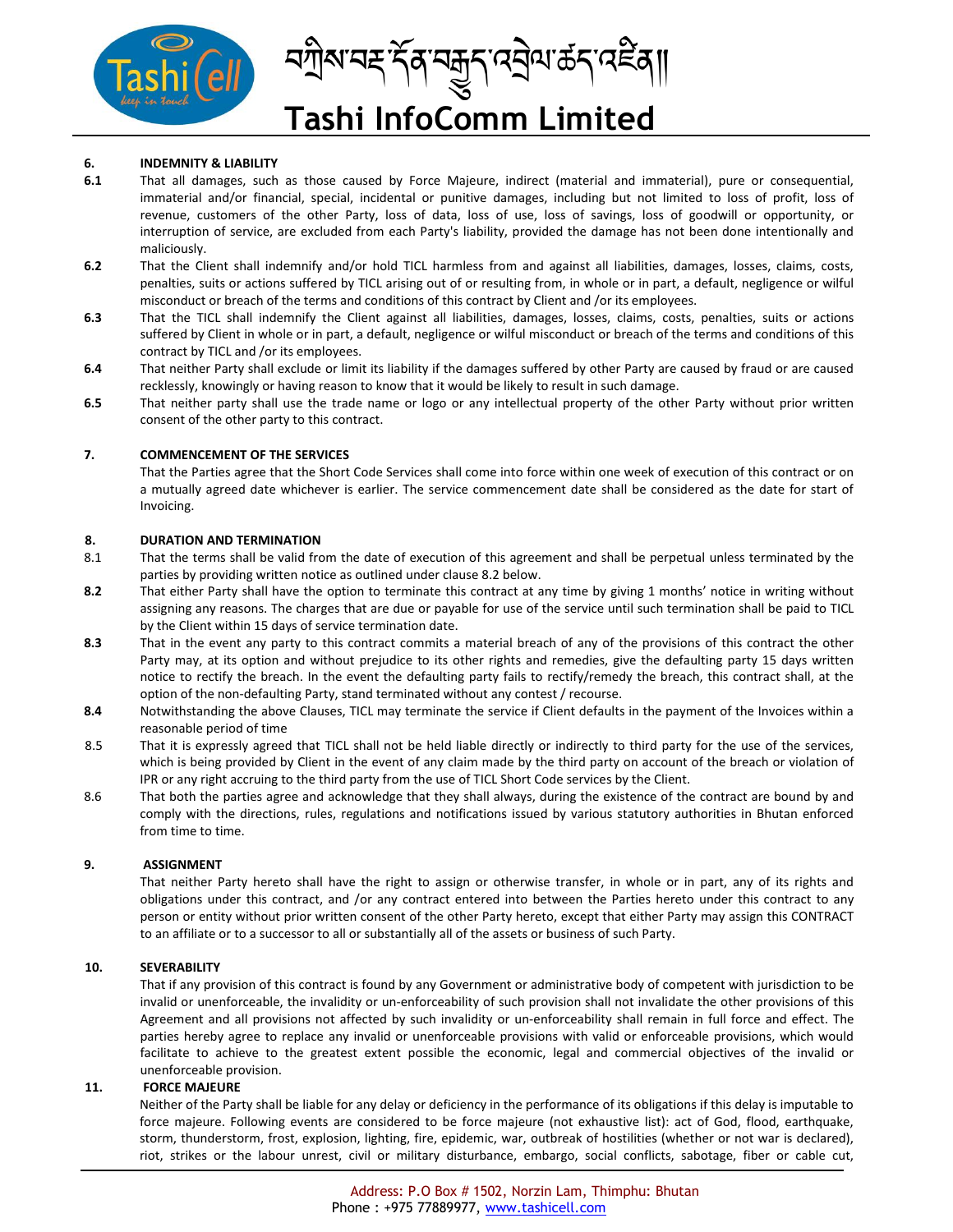## 6. INDEMNITY & LIABILITY

**6.1** That all damages, such as those caused by Force Majeure, indirect (material and immaterial), pure or consequential, immaterial and/or financial, special, incidental or punitive damages, including but not limited to loss of profit, loss of revenue, customers of the other Party, loss of data, loss of use, loss of savings, loss of goodwill or opportunity, or interruption of service, are excluded from each Party's liability, provided the damage has not been done intentionally and maliciously.

**6.2** That the Client shall indemnify and/or hold TICL harmless from and against all liabilities, damages, losses, claims, costs, penalties, suits or actions suffered by TICL arising out of or resulting from, in whole or in part, a default, negligence or wilful misconduct or breach of the terms and conditions of this contract by Client and /or its employees.

**6.3** That the TICL shall indemnify the Client against all liabilities, damages, losses, claims, costs, penalties, suits or actions suffered by Client in whole or in part, a default, negligence or wilful misconduct or breach of the terms and conditions of this contract by TICL and /or its employees.

**6.4** That neither Party shall exclude or limit its liability if the damages suffered by other Party are caused by fraud or are caused recklessly, knowingly or having reason to know that it would be likely to result in such damage.

**6.5** That neither party shall use the trade name or logo or any intellectual property of the other Party without prior written consent of the other party to this contract.

## 7. COMMENCEMENT OF THE SERVICES

That the Parties agree that the Short Code Services shall come into force within one week of execution of this contract or on a mutually agreed date whichever is earlier. The service commencement date shall be considered as the date for start of Invoicing.

## 8. DURATION AND TERMINATION

8.1 That the terms shall be valid from the date of execution of this agreement and shall be perpetual unless terminated by the parties by providing written notice as outlined under clause 8.2 below.

**8.2** That either Party shall have the option to terminate this contract at any time by giving 1 months' notice in writing without assigning any reasons. The charges that are due or payable for use of the service until such termination shall be paid to TICL by the Client within 15 days of service termination date.

**8.3** That in the event any party to this contract commits a material breach of any of the provisions of this contract the other Party may, at its option and without prejudice to its other rights and remedies, give the defaulting party 15 days written notice to rectify the breach. In the event the defaulting party fails to rectify/remedy the breach, this contract shall, at the option of the non-defaulting Party, stand terminated without any contest / recourse.

**8.4** Notwithstanding the above Clauses, TICL may terminate the service if Client defaults in the payment of the Invoices within a reasonable period of time

8.5 That it is expressly agreed that TICL shall not be held liable directly or indirectly to third party for the use of the services, which is being provided by Client in the event of any claim made by the third party on account of the breach or violation of IPR or any right accruing to the third party from the use of TICL Short Code services by the Client.

8.6 That both the parties agree and acknowledge that they shall always, during the existence of the contract are bound by and comply with the directions, rules, regulations and notifications issued by various statutory authorities in Bhutan enforced from time to time.

## 9. ASSIGNMENT

That neither Party hereto shall have the right to assign or otherwise transfer, in whole or in part, any of its rights and obligations under this contract, and /or any contract entered into between the Parties hereto under this contract to any person or entity without prior written consent of the other Party hereto, except that either Party may assign this CONTRACT to an affiliate or to a successor to all or substantially all of the assets or business of such Party.

## 10. SEVERABILITY

That if any provision of this contract is found by any Government or administrative body of competent with jurisdiction to be invalid or unenforceable, the invalidity or un-enforceability of such provision shall not invalidate the other provisions of this Agreement and all provisions not affected by such invalidity or un-enforceability shall remain in full force and effect. The parties hereby agree to replace any invalid or unenforceable provisions with valid or enforceable provisions, which would facilitate to achieve to the greatest extent possible the economic, legal and commercial objectives of the invalid or unenforceable provision.

## 11. FORCE MAJEURE

Neither of the Party shall be liable for any delay or deficiency in the performance of its obligations if this delay is imputable to force majeure. Following events are considered to be force majeure (not exhaustive list): act of God, flood, earthquake, storm, thunderstorm, frost, explosion, lighting, fire, epidemic, war, outbreak of hostilities (whether or not war is declared), riot, strikes or the labour unrest, civil or military disturbance, embargo, social conflicts, sabotage, fiber or cable cut,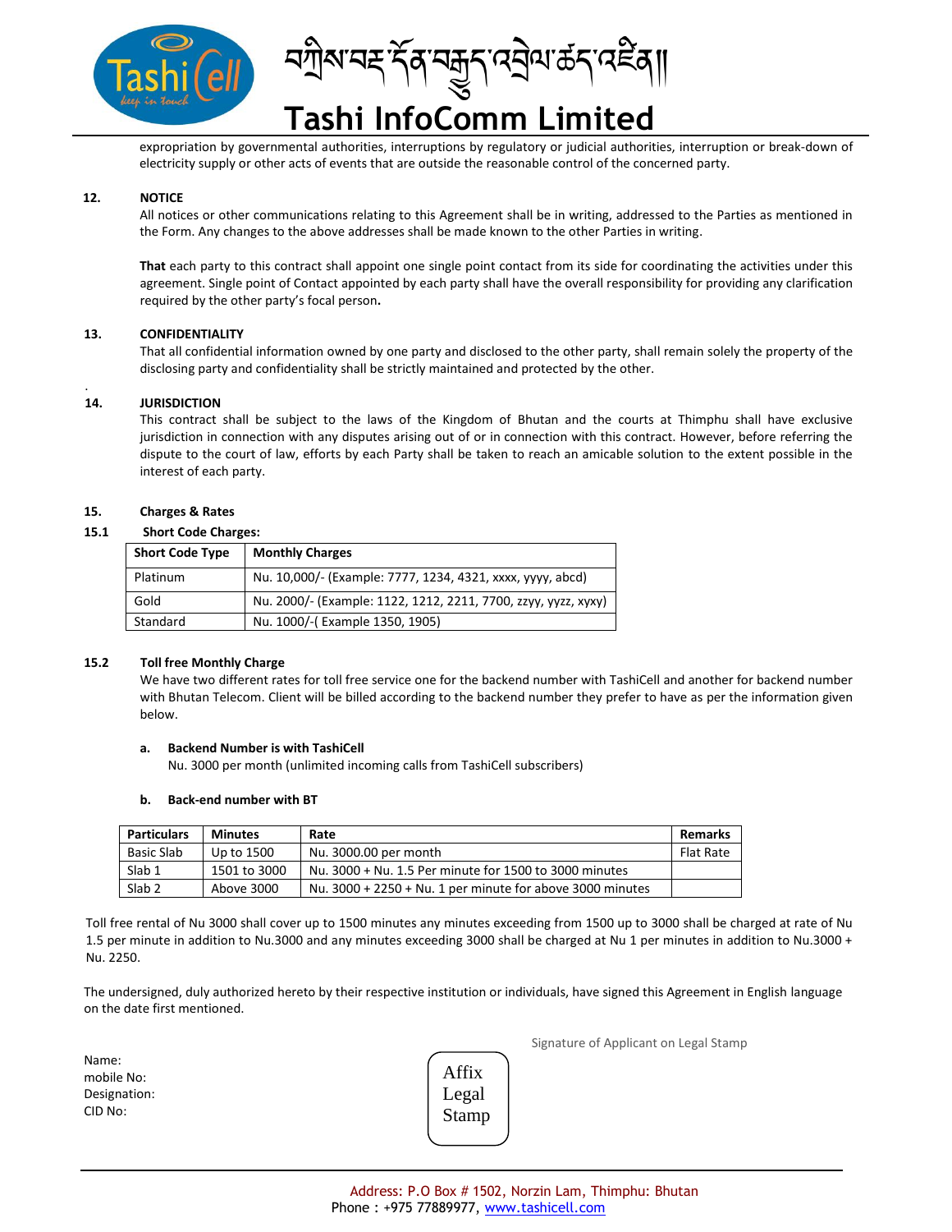expropriation by governmental authorities, interruptions by regulatory or judicial authorities, interruption or break-down of electricity supply or other acts of events that are outside the reasonable control of the concerned party.

**12. NOTICE**

All notices or other communications relating to this Agreement shall be in writing, addressed to the Parties as mentioned in the Form. Any changes to the above addresses shall be made known to the other Parties in writing.

**That** each party to this contract shall appoint one single point contact from its side for coordinating the activities under this agreement. Single point of Contact appointed by each party shall have the overall responsibility for providing any clarification required by the other party's focal person**.**

**13. CONFIDENTIALITY**

That all confidential information owned by one party and disclosed to the other party, shall remain solely the property of the disclosing party and confidentiality shall be strictly maintained and protected by the other.

**14. JURISDICTION**

This contract shall be subject to the laws of the Kingdom of Bhutan and the courts at Thimphu shall have exclusive jurisdiction in connection with any disputes arising out of or in connection with this contract. However, before referring the dispute to the court of law, efforts by each Party shall be taken to reach an amicable solution to the extent possible in the interest of each party.

**15. Charges & Rates**

**15.1 Short Code Charges:**

| Short Code Type | Monthly Charges |
|---|---|
| Platinum | Nu. 10,000/- (Example: 7777, 1234, 4321, xxxx, yyyy, abcd) |
| Gold | Nu. 2000/- (Example: 1122, 1212, 2211, 7700, zzyy, yyzz, xyxy) |
| Standard | Nu. 1000/-( Example 1350, 1905) |

**15.2 Toll free Monthly Charge**

We have two different rates for toll free service one for the backend number with TashiCell and another for backend number with Bhutan Telecom. Client will be billed according to the backend number they prefer to have as per the information given below.

**a. Backend Number is with TashiCell**

Nu. 3000 per month (unlimited incoming calls from TashiCell subscribers)

**b. Back-end number with BT**

| Particulars | Minutes | Rate | Remarks |
|---|---|---|---|
| Basic Slab | Up to 1500 | Nu. 3000.00 per month | Flat Rate |
| Slab 1 | 1501 to 3000 | Nu. 3000 + Nu. 1.5 Per minute for 1500 to 3000 minutes | |
| Slab 2 | Above 3000 | Nu. 3000 + 2250 + Nu. 1 per minute for above 3000 minutes | |

Toll free rental of Nu 3000 shall cover up to 1500 minutes any minutes exceeding from 1500 up to 3000 shall be charged at rate of Nu 1.5 per minute in addition to Nu.3000 and any minutes exceeding 3000 shall be charged at Nu 1 per minutes in addition to Nu.3000 + Nu. 2250.

The undersigned, duly authorized hereto by their respective institution or individuals, have signed this Agreement in English language on the date first mentioned.

Signature of Applicant on Legal Stamp

Name:
mobile No:
Designation:
CID No:

Affix Legal Stamp